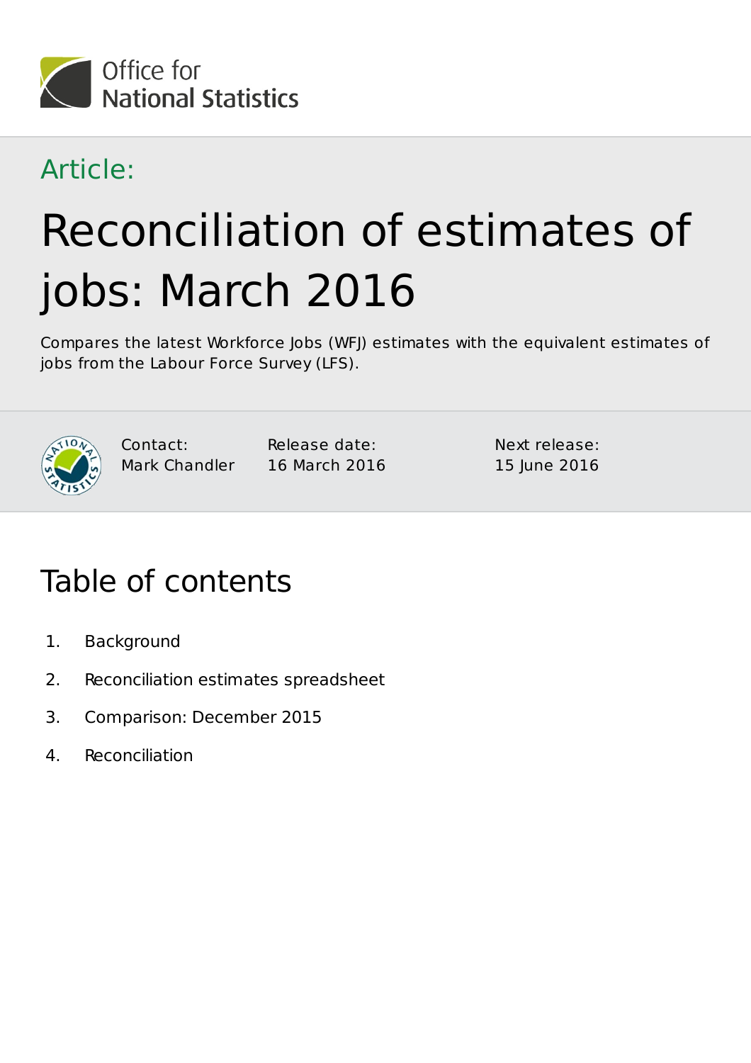Office for National Statistics

Article:

# Reconciliation of estimates of jobs: March 2016

Compares the latest Workforce Jobs (WFJ) estimates with the equivalent estimates of jobs from the Labour Force Survey (LFS).

Contact: Mark Chandler

Release date: 16 March 2016

Next release: 15 June 2016

## Table of contents

1. Background
2. Reconciliation estimates spreadsheet
3. Comparison: December 2015
4. Reconciliation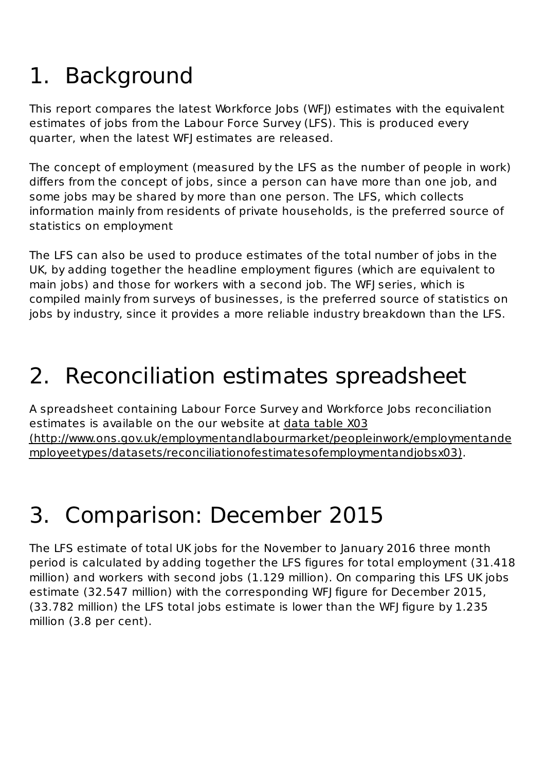# 1. Background

This report compares the latest Workforce Jobs (WFJ) estimates with the equivalent estimates of jobs from the Labour Force Survey (LFS). This is produced every quarter, when the latest WFJ estimates are released.

The concept of employment (measured by the LFS as the number of people in work) differs from the concept of jobs, since a person can have more than one job, and some jobs may be shared by more than one person. The LFS, which collects information mainly from residents of private households, is the preferred source of statistics on employment

The LFS can also be used to produce estimates of the total number of jobs in the UK, by adding together the headline employment figures (which are equivalent to main jobs) and those for workers with a second job. The WFJ series, which is compiled mainly from surveys of businesses, is the preferred source of statistics on jobs by industry, since it provides a more reliable industry breakdown than the LFS.

# 2. Reconciliation estimates spreadsheet

A spreadsheet containing Labour Force Survey and Workforce Jobs reconciliation estimates is available on the our website at data table X03 (http://www.ons.gov.uk/employmentandlabourmarket/peopleinwork/employmentandemployeetypes/datasets/reconciliationofestimatesofemploymentandjobsx03).

# 3. Comparison: December 2015

The LFS estimate of total UK jobs for the November to January 2016 three month period is calculated by adding together the LFS figures for total employment (31.418 million) and workers with second jobs (1.129 million). On comparing this LFS UK jobs estimate (32.547 million) with the corresponding WFJ figure for December 2015, (33.782 million) the LFS total jobs estimate is lower than the WFJ figure by 1.235 million (3.8 per cent).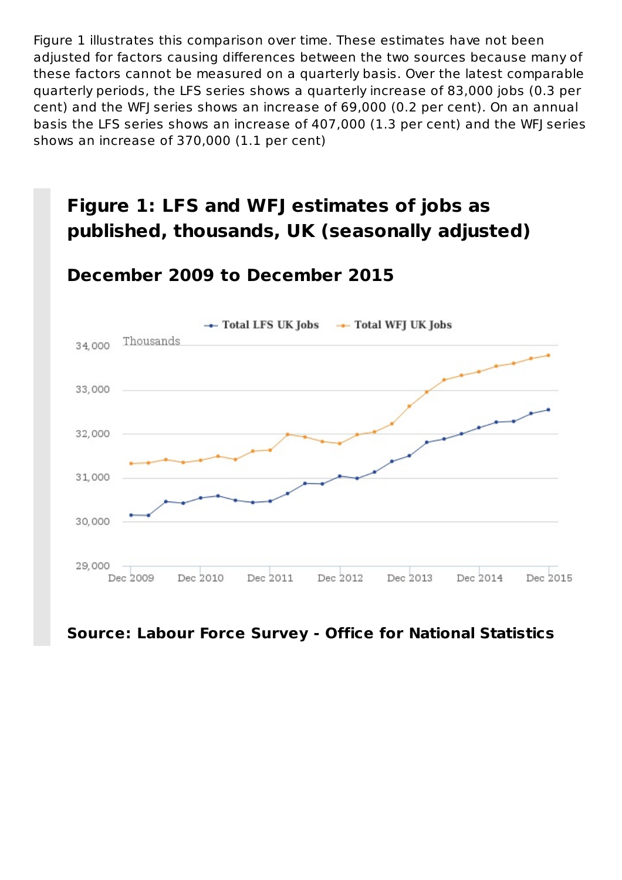Figure 1 illustrates this comparison over time. These estimates have not been adjusted for factors causing differences between the two sources because many of these factors cannot be measured on a quarterly basis. Over the latest comparable quarterly periods, the LFS series shows a quarterly increase of 83,000 jobs (0.3 per cent) and the WFJ series shows an increase of 69,000 (0.2 per cent). On an annual basis the LFS series shows an increase of 407,000 (1.3 per cent) and the WFJ series shows an increase of 370,000 (1.1 per cent)

## Figure 1: LFS and WFJ estimates of jobs as published, thousands, UK (seasonally adjusted)

### December 2009 to December 2015

**Source: Labour Force Survey - Office for National Statistics**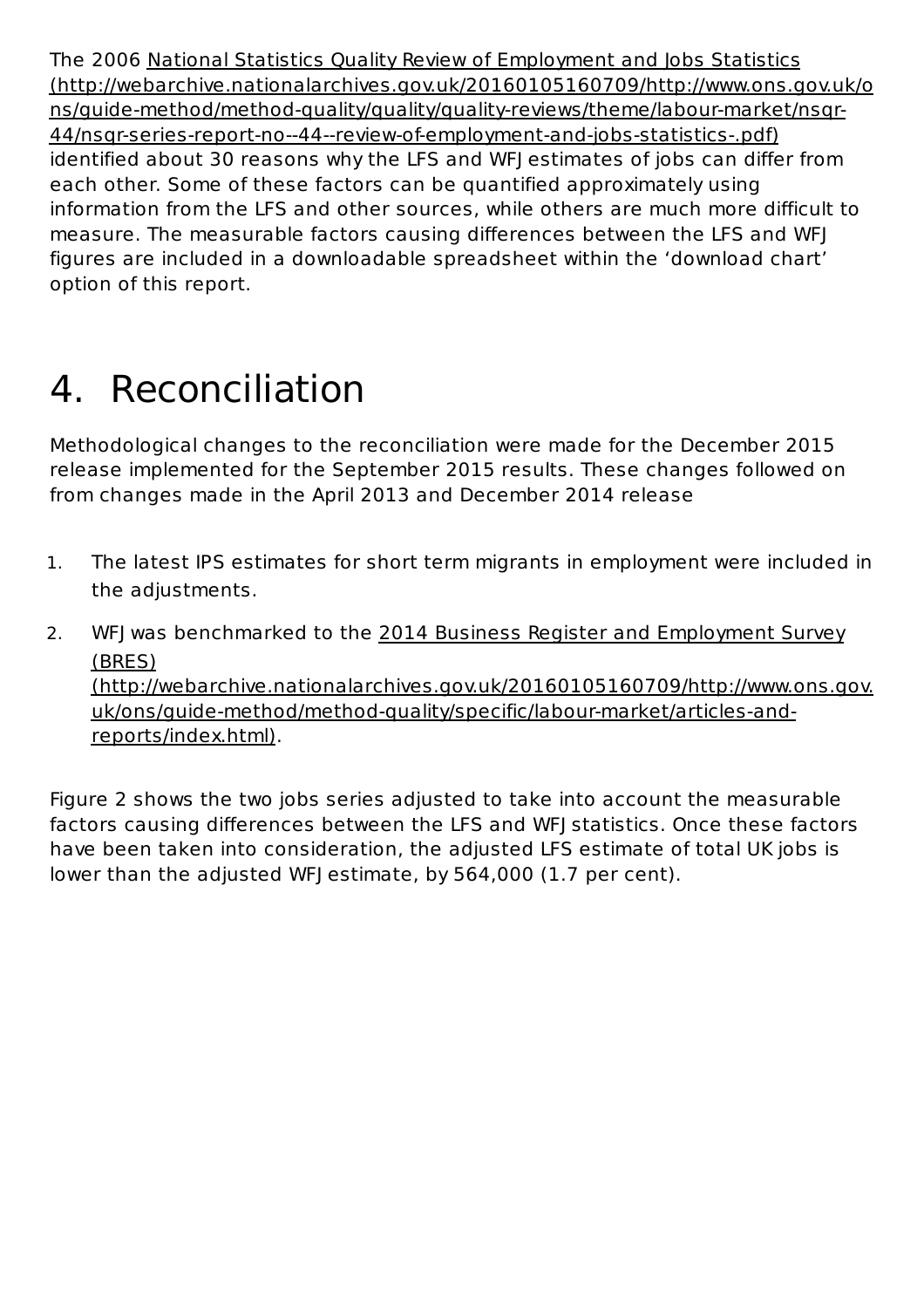The 2006 National Statistics Quality Review of Employment and Jobs Statistics (http://webarchive.nationalarchives.gov.uk/20160105160709/http://www.ons.gov.uk/ons/guide-method/method-quality/quality/quality-reviews/theme/labour-market/nsqr-44/nsqr-series-report-no--44--review-of-employment-and-jobs-statistics-.pdf) identified about 30 reasons why the LFS and WFJ estimates of jobs can differ from each other. Some of these factors can be quantified approximately using information from the LFS and other sources, while others are much more difficult to measure. The measurable factors causing differences between the LFS and WFJ figures are included in a downloadable spreadsheet within the 'download chart' option of this report.

# 4. Reconciliation

Methodological changes to the reconciliation were made for the December 2015 release implemented for the September 2015 results. These changes followed on from changes made in the April 2013 and December 2014 release

1. The latest IPS estimates for short term migrants in employment were included in the adjustments.
2. WFJ was benchmarked to the 2014 Business Register and Employment Survey (BRES) (http://webarchive.nationalarchives.gov.uk/20160105160709/http://www.ons.gov.uk/ons/guide-method/method-quality/specific/labour-market/articles-and-reports/index.html).

Figure 2 shows the two jobs series adjusted to take into account the measurable factors causing differences between the LFS and WFJ statistics. Once these factors have been taken into consideration, the adjusted LFS estimate of total UK jobs is lower than the adjusted WFJ estimate, by 564,000 (1.7 per cent).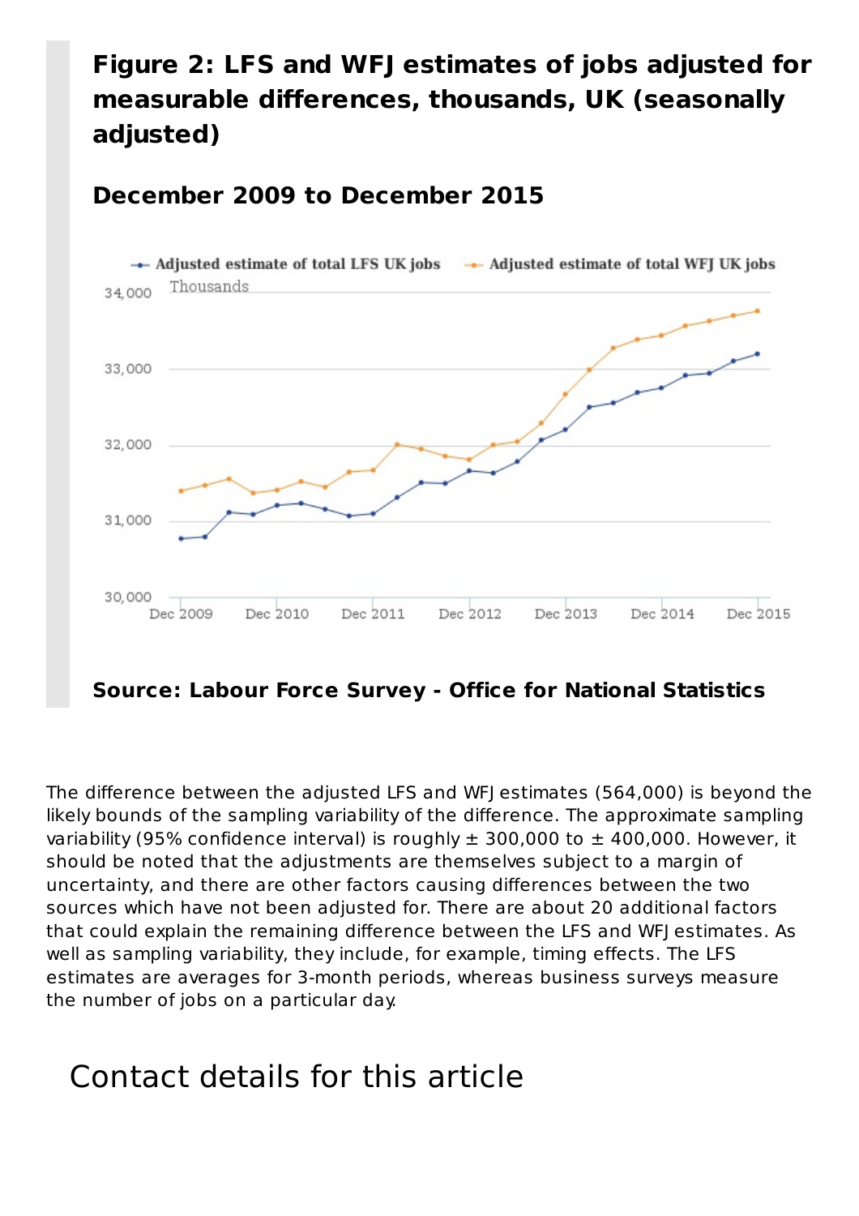### Figure 2: LFS and WFJ estimates of jobs adjusted for measurable differences, thousands, UK (seasonally adjusted)

#### December 2009 to December 2015

**Source: Labour Force Survey - Office for National Statistics**

The difference between the adjusted LFS and WFJ estimates (564,000) is beyond the likely bounds of the sampling variability of the difference. The approximate sampling variability (95% confidence interval) is roughly ± 300,000 to ± 400,000. However, it should be noted that the adjustments are themselves subject to a margin of uncertainty, and there are other factors causing differences between the two sources which have not been adjusted for. There are about 20 additional factors that could explain the remaining difference between the LFS and WFJ estimates. As well as sampling variability, they include, for example, timing effects. The LFS estimates are averages for 3-month periods, whereas business surveys measure the number of jobs on a particular day.

## Contact details for this article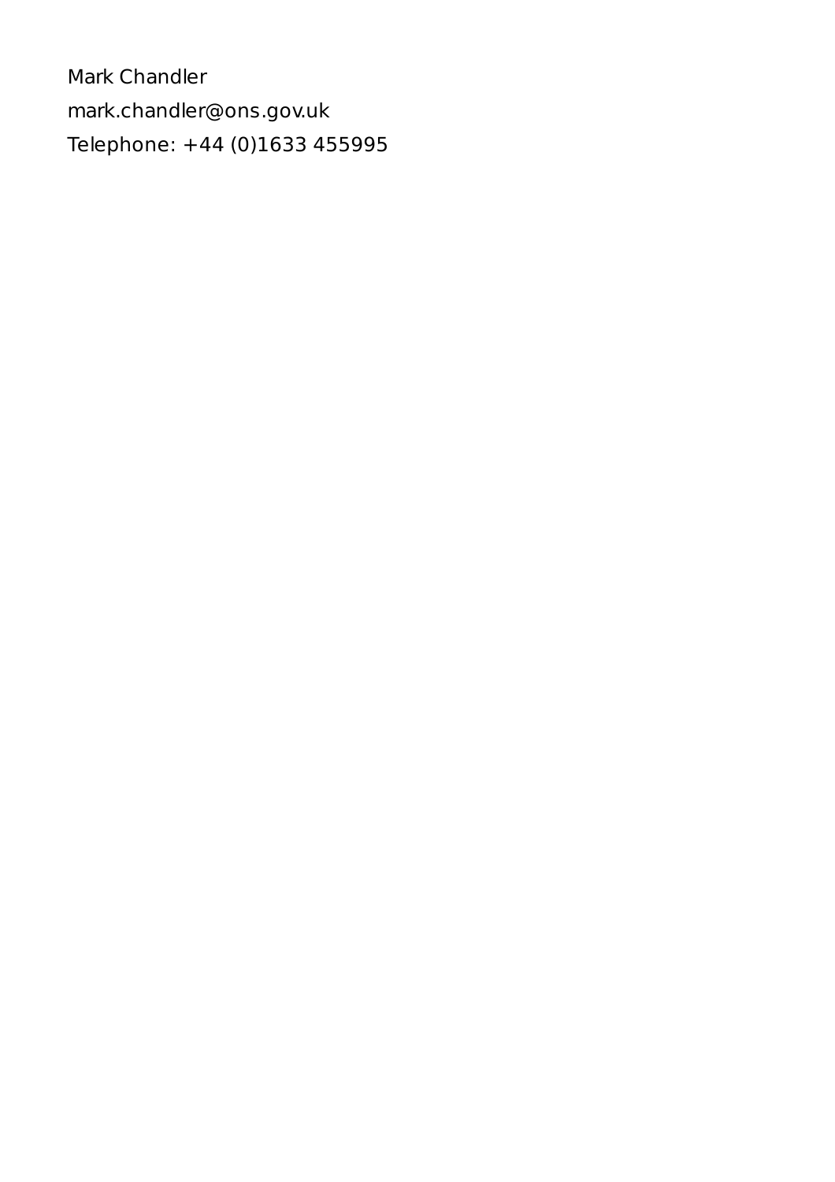Mark Chandler

mark.chandler@ons.gov.uk

Telephone: +44 (0)1633 455995